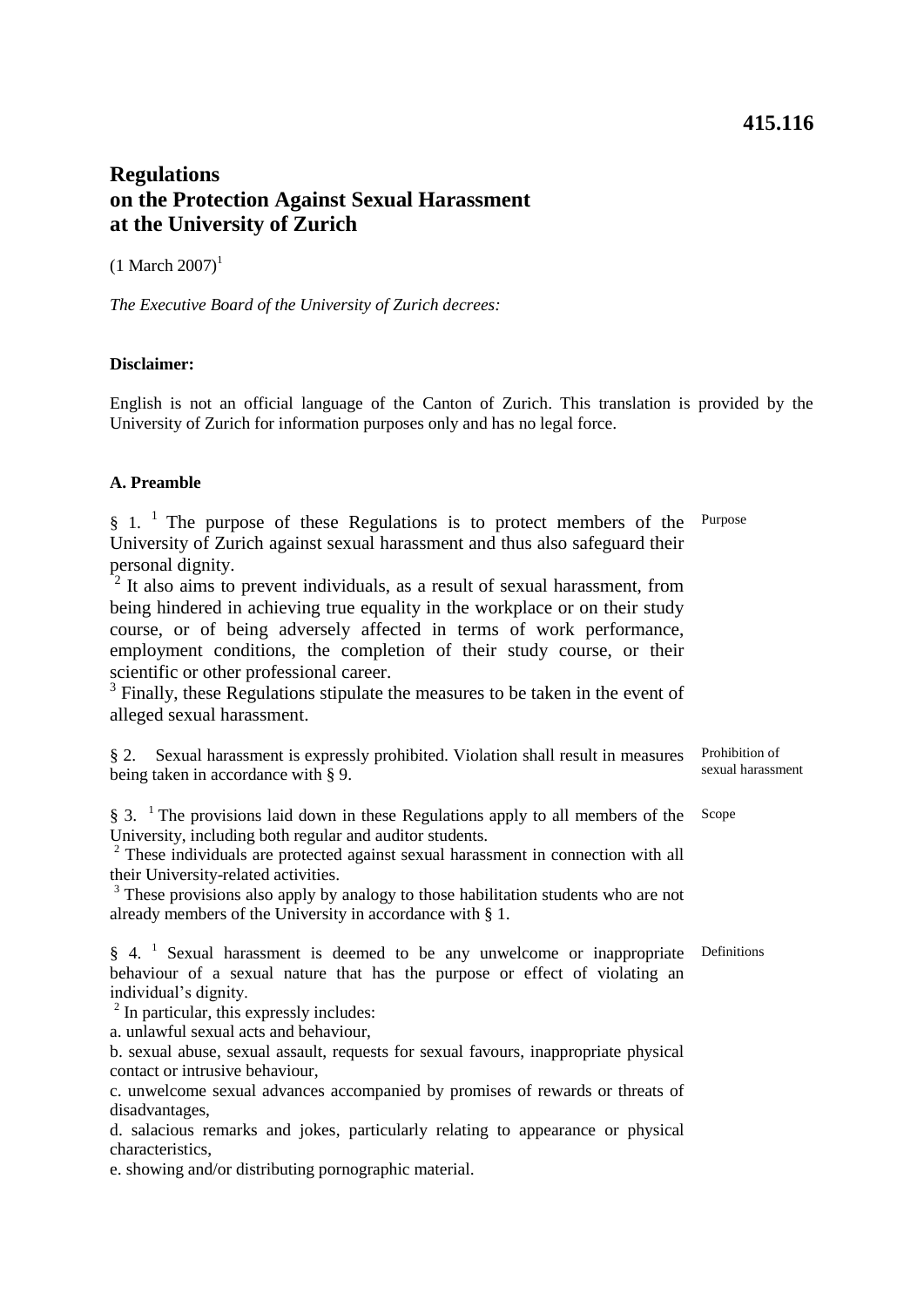415.116

# Regulations on the Protection Against Sexual Harassment at the University of Zurich

(1 March 2007)[1]

*The Executive Board of the University of Zurich decrees:*

**Disclaimer:**

English is not an official language of the Canton of Zurich. This translation is provided by the University of Zurich for information purposes only and has no legal force.

## A. Preamble

Purpose

§ 1. [1] The purpose of these Regulations is to protect members of the University of Zurich against sexual harassment and thus also safeguard their personal dignity.
[2] It also aims to prevent individuals, as a result of sexual harassment, from being hindered in achieving true equality in the workplace or on their study course, or of being adversely affected in terms of work performance, employment conditions, the completion of their study course, or their scientific or other professional career.
[3] Finally, these Regulations stipulate the measures to be taken in the event of alleged sexual harassment.

Prohibition of sexual harassment

§ 2. Sexual harassment is expressly prohibited. Violation shall result in measures being taken in accordance with § 9.

Scope

§ 3. [1] The provisions laid down in these Regulations apply to all members of the University, including both regular and auditor students.
[2] These individuals are protected against sexual harassment in connection with all their University-related activities.
[3] These provisions also apply by analogy to those habilitation students who are not already members of the University in accordance with § 1.

Definitions

§ 4. [1] Sexual harassment is deemed to be any unwelcome or inappropriate behaviour of a sexual nature that has the purpose or effect of violating an individual's dignity.
[2] In particular, this expressly includes:

a. unlawful sexual acts and behaviour,

b. sexual abuse, sexual assault, requests for sexual favours, inappropriate physical contact or intrusive behaviour,

c. unwelcome sexual advances accompanied by promises of rewards or threats of disadvantages,

d. salacious remarks and jokes, particularly relating to appearance or physical characteristics,

e. showing and/or distributing pornographic material.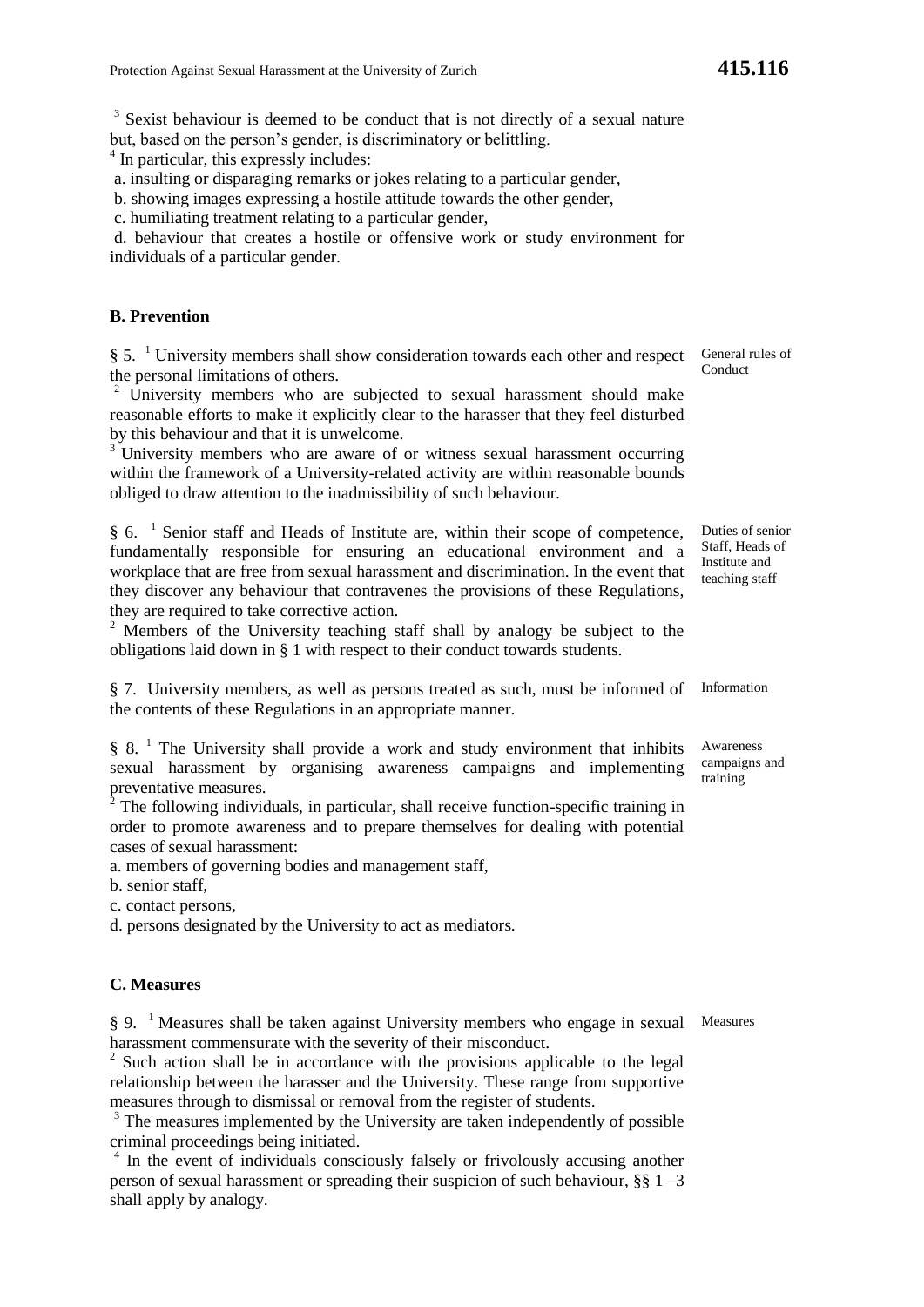[3] Sexist behaviour is deemed to be conduct that is not directly of a sexual nature but, based on the person's gender, is discriminatory or belittling.

[4] In particular, this expressly includes:

a. insulting or disparaging remarks or jokes relating to a particular gender,
b. showing images expressing a hostile attitude towards the other gender,
c. humiliating treatment relating to a particular gender,
d. behaviour that creates a hostile or offensive work or study environment for individuals of a particular gender.

## B. Prevention

**General rules of Conduct**

§ 5. [1] University members shall show consideration towards each other and respect the personal limitations of others.

[2] University members who are subjected to sexual harassment should make reasonable efforts to make it explicitly clear to the harasser that they feel disturbed by this behaviour and that it is unwelcome.

[3] University members who are aware of or witness sexual harassment occurring within the framework of a University-related activity are within reasonable bounds obliged to draw attention to the inadmissibility of such behaviour.

**Duties of senior Staff, Heads of Institute and teaching staff**

§ 6. [1] Senior staff and Heads of Institute are, within their scope of competence, fundamentally responsible for ensuring an educational environment and a workplace that are free from sexual harassment and discrimination. In the event that they discover any behaviour that contravenes the provisions of these Regulations, they are required to take corrective action.

[2] Members of the University teaching staff shall by analogy be subject to the obligations laid down in § 1 with respect to their conduct towards students.

**Information**

§ 7. University members, as well as persons treated as such, must be informed of the contents of these Regulations in an appropriate manner.

**Awareness campaigns and training**

§ 8. [1] The University shall provide a work and study environment that inhibits sexual harassment by organising awareness campaigns and implementing preventative measures.

[2] The following individuals, in particular, shall receive function-specific training in order to promote awareness and to prepare themselves for dealing with potential cases of sexual harassment:

a. members of governing bodies and management staff,
b. senior staff,
c. contact persons,
d. persons designated by the University to act as mediators.

## C. Measures

**Measures**

§ 9. [1] Measures shall be taken against University members who engage in sexual harassment commensurate with the severity of their misconduct.

[2] Such action shall be in accordance with the provisions applicable to the legal relationship between the harasser and the University. These range from supportive measures through to dismissal or removal from the register of students.

[3] The measures implemented by the University are taken independently of possible criminal proceedings being initiated.

[4] In the event of individuals consciously falsely or frivolously accusing another person of sexual harassment or spreading their suspicion of such behaviour, §§ 1 –3 shall apply by analogy.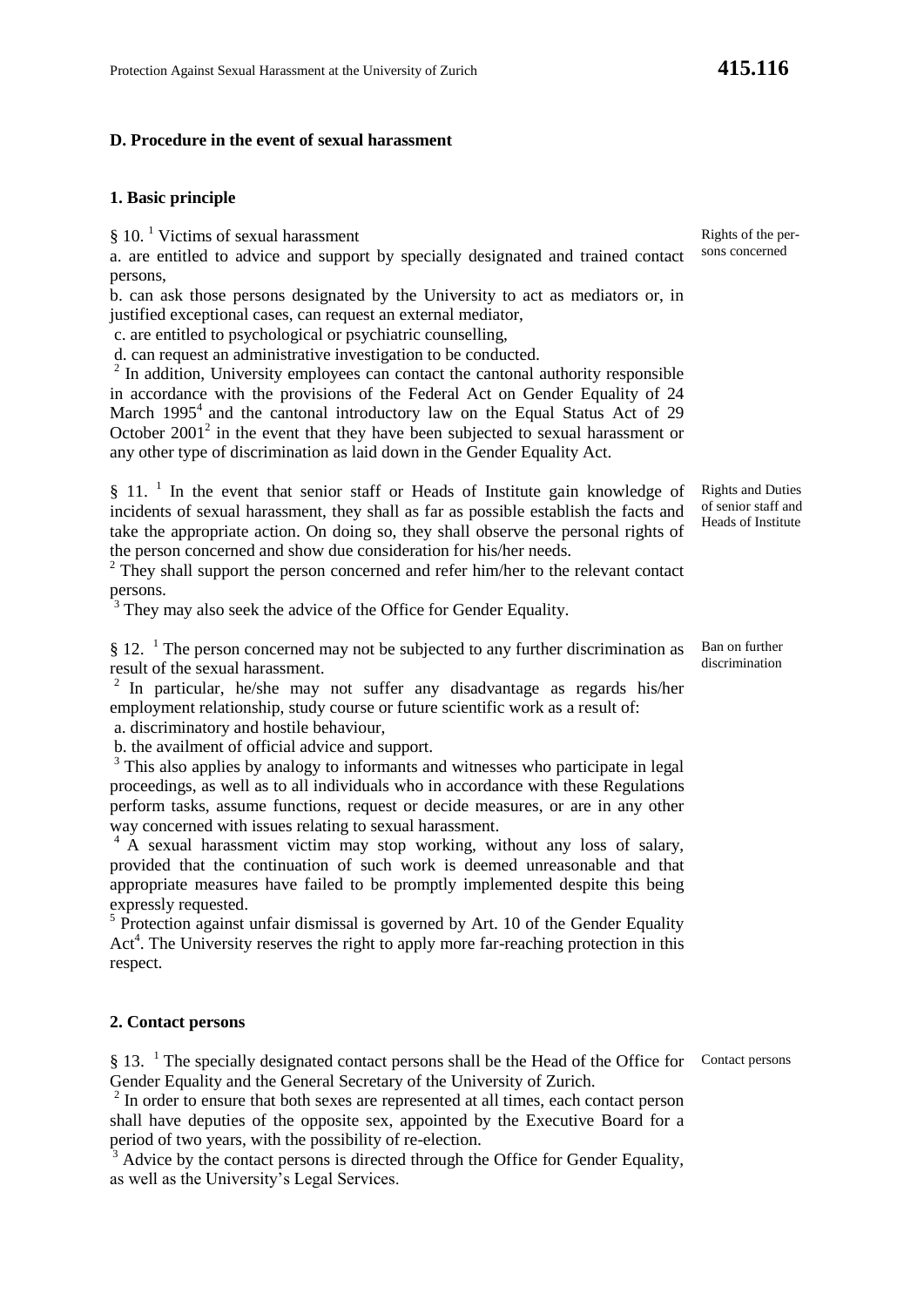### D. Procedure in the event of sexual harassment

#### 1. Basic principle

Rights of the persons concerned

§ 10. [1] Victims of sexual harassment

a. are entitled to advice and support by specially designated and trained contact persons,

b. can ask those persons designated by the University to act as mediators or, in justified exceptional cases, can request an external mediator,

c. are entitled to psychological or psychiatric counselling,

d. can request an administrative investigation to be conducted.

[2] In addition, University employees can contact the cantonal authority responsible in accordance with the provisions of the Federal Act on Gender Equality of 24 March 1995[4] and the cantonal introductory law on the Equal Status Act of 29 October 2001[2] in the event that they have been subjected to sexual harassment or any other type of discrimination as laid down in the Gender Equality Act.

Rights and Duties of senior staff and Heads of Institute

§ 11. [1] In the event that senior staff or Heads of Institute gain knowledge of incidents of sexual harassment, they shall as far as possible establish the facts and take the appropriate action. On doing so, they shall observe the personal rights of the person concerned and show due consideration for his/her needs.

[2] They shall support the person concerned and refer him/her to the relevant contact persons.

[3] They may also seek the advice of the Office for Gender Equality.

Ban on further discrimination

§ 12. [1] The person concerned may not be subjected to any further discrimination as result of the sexual harassment.

[2] In particular, he/she may not suffer any disadvantage as regards his/her employment relationship, study course or future scientific work as a result of:

a. discriminatory and hostile behaviour,

b. the availment of official advice and support.

[3] This also applies by analogy to informants and witnesses who participate in legal proceedings, as well as to all individuals who in accordance with these Regulations perform tasks, assume functions, request or decide measures, or are in any other way concerned with issues relating to sexual harassment.

[4] A sexual harassment victim may stop working, without any loss of salary, provided that the continuation of such work is deemed unreasonable and that appropriate measures have failed to be promptly implemented despite this being expressly requested.

[5] Protection against unfair dismissal is governed by Art. 10 of the Gender Equality Act[4]. The University reserves the right to apply more far-reaching protection in this respect.

#### 2. Contact persons

Contact persons

§ 13. [1] The specially designated contact persons shall be the Head of the Office for Gender Equality and the General Secretary of the University of Zurich.

[2] In order to ensure that both sexes are represented at all times, each contact person shall have deputies of the opposite sex, appointed by the Executive Board for a period of two years, with the possibility of re-election.

[3] Advice by the contact persons is directed through the Office for Gender Equality, as well as the University's Legal Services.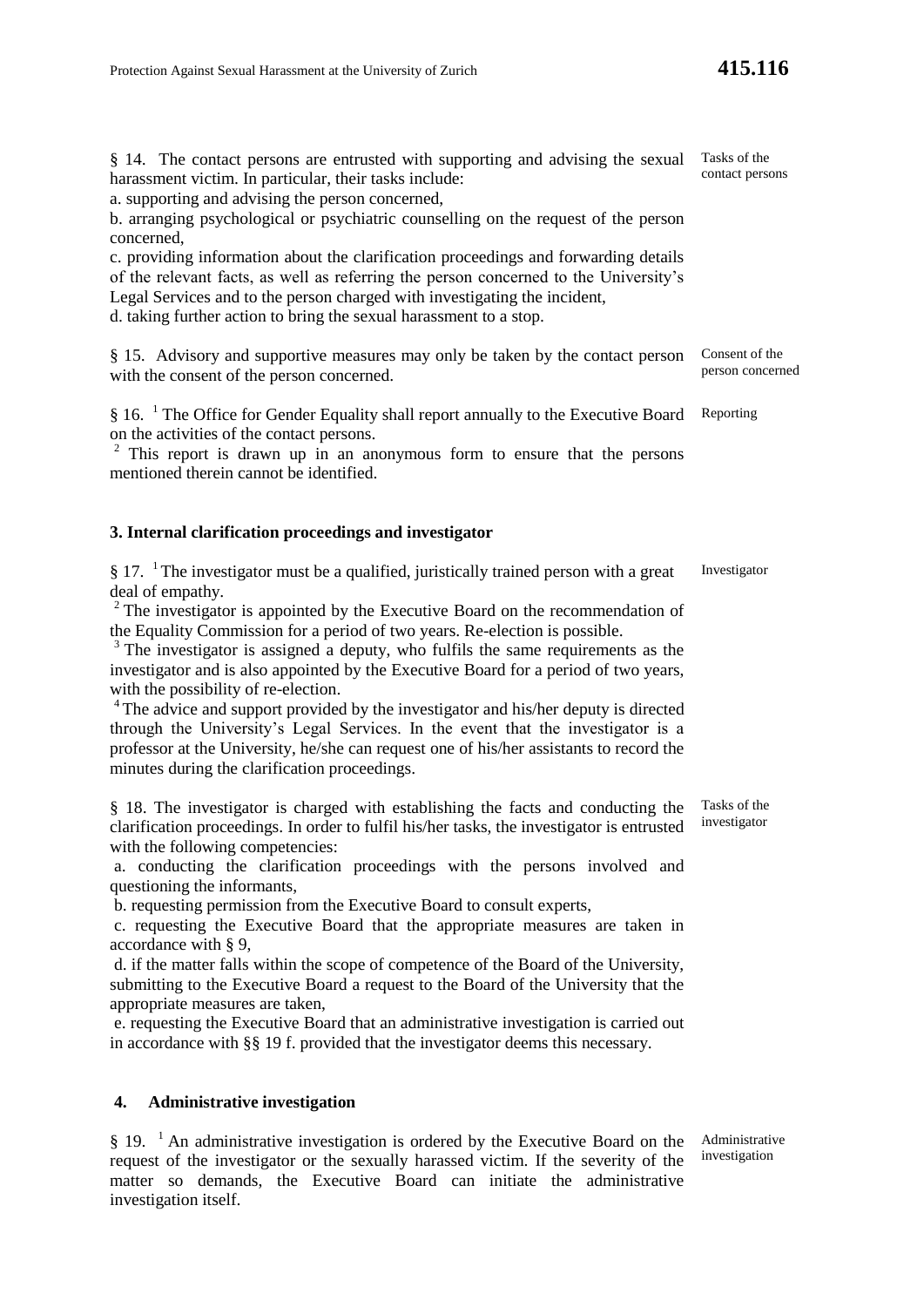§ 14. The contact persons are entrusted with supporting and advising the sexual harassment victim. In particular, their tasks include:

Tasks of the contact persons

a. supporting and advising the person concerned,
b. arranging psychological or psychiatric counselling on the request of the person concerned,
c. providing information about the clarification proceedings and forwarding details of the relevant facts, as well as referring the person concerned to the University's Legal Services and to the person charged with investigating the incident,
d. taking further action to bring the sexual harassment to a stop.

§ 15. Advisory and supportive measures may only be taken by the contact person with the consent of the person concerned.

Consent of the person concerned

§ 16. [1] The Office for Gender Equality shall report annually to the Executive Board on the activities of the contact persons.

Reporting

[2] This report is drawn up in an anonymous form to ensure that the persons mentioned therein cannot be identified.

### 3. Internal clarification proceedings and investigator

§ 17. [1] The investigator must be a qualified, juristically trained person with a great deal of empathy.

Investigator

[2] The investigator is appointed by the Executive Board on the recommendation of the Equality Commission for a period of two years. Re-election is possible.

[3] The investigator is assigned a deputy, who fulfils the same requirements as the investigator and is also appointed by the Executive Board for a period of two years, with the possibility of re-election.

[4] The advice and support provided by the investigator and his/her deputy is directed through the University's Legal Services. In the event that the investigator is a professor at the University, he/she can request one of his/her assistants to record the minutes during the clarification proceedings.

§ 18. The investigator is charged with establishing the facts and conducting the clarification proceedings. In order to fulfil his/her tasks, the investigator is entrusted with the following competencies:

Tasks of the investigator

a. conducting the clarification proceedings with the persons involved and questioning the informants,
b. requesting permission from the Executive Board to consult experts,
c. requesting the Executive Board that the appropriate measures are taken in accordance with § 9,
d. if the matter falls within the scope of competence of the Board of the University, submitting to the Executive Board a request to the Board of the University that the appropriate measures are taken,
e. requesting the Executive Board that an administrative investigation is carried out in accordance with §§ 19 f. provided that the investigator deems this necessary.

### 4. Administrative investigation

§ 19. [1] An administrative investigation is ordered by the Executive Board on the request of the investigator or the sexually harassed victim. If the severity of the matter so demands, the Executive Board can initiate the administrative investigation itself.

Administrative investigation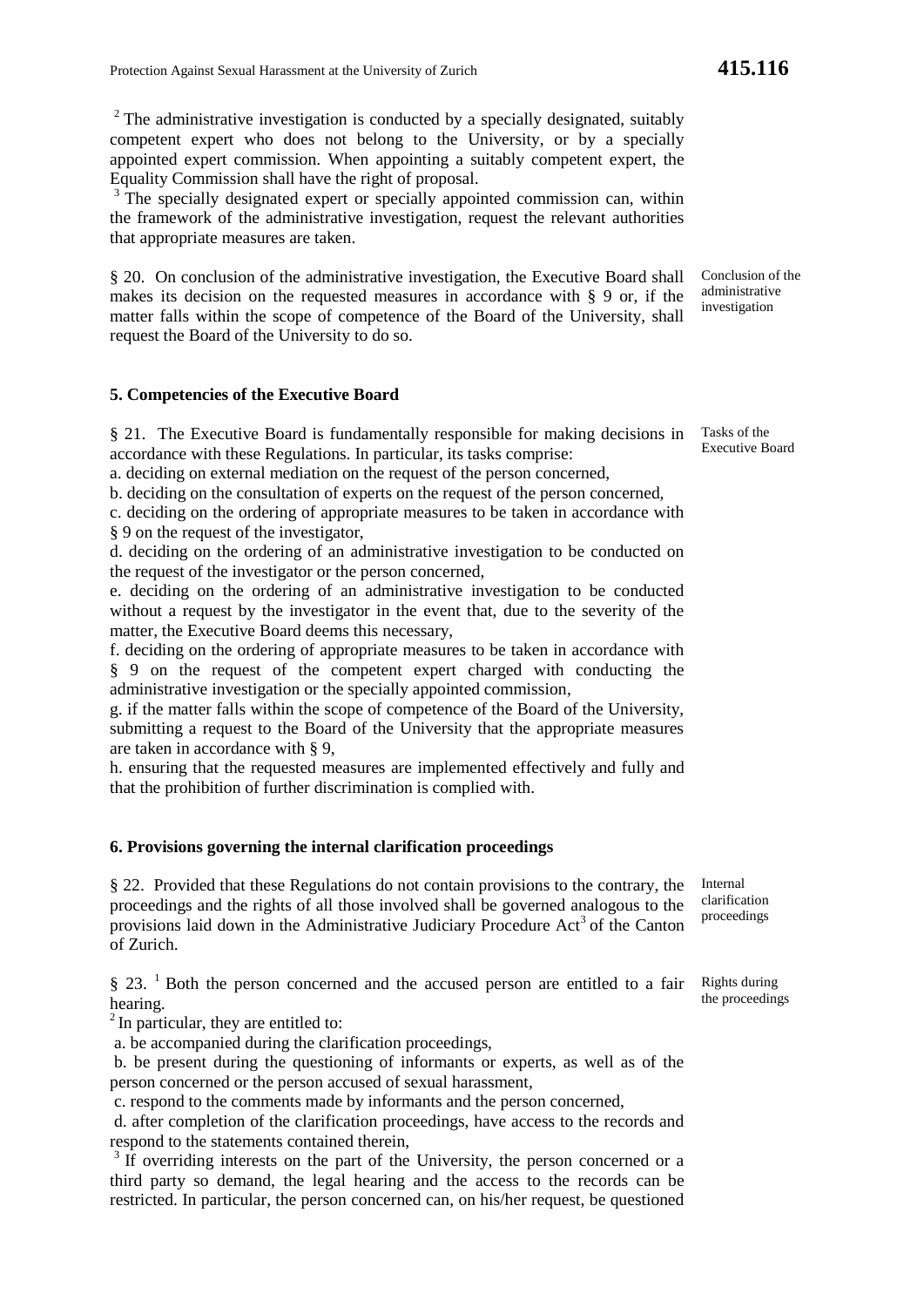[2] The administrative investigation is conducted by a specially designated, suitably competent expert who does not belong to the University, or by a specially appointed expert commission. When appointing a suitably competent expert, the Equality Commission shall have the right of proposal.

[3] The specially designated expert or specially appointed commission can, within the framework of the administrative investigation, request the relevant authorities that appropriate measures are taken.

*Conclusion of the administrative investigation*

§ 20. On conclusion of the administrative investigation, the Executive Board shall makes its decision on the requested measures in accordance with § 9 or, if the matter falls within the scope of competence of the Board of the University, shall request the Board of the University to do so.

## 5. Competencies of the Executive Board

*Tasks of the Executive Board*

§ 21. The Executive Board is fundamentally responsible for making decisions in accordance with these Regulations. In particular, its tasks comprise:

a. deciding on external mediation on the request of the person concerned,

b. deciding on the consultation of experts on the request of the person concerned,

c. deciding on the ordering of appropriate measures to be taken in accordance with § 9 on the request of the investigator,

d. deciding on the ordering of an administrative investigation to be conducted on the request of the investigator or the person concerned,

e. deciding on the ordering of an administrative investigation to be conducted without a request by the investigator in the event that, due to the severity of the matter, the Executive Board deems this necessary,

f. deciding on the ordering of appropriate measures to be taken in accordance with § 9 on the request of the competent expert charged with conducting the administrative investigation or the specially appointed commission,

g. if the matter falls within the scope of competence of the Board of the University, submitting a request to the Board of the University that the appropriate measures are taken in accordance with § 9,

h. ensuring that the requested measures are implemented effectively and fully and that the prohibition of further discrimination is complied with.

## 6. Provisions governing the internal clarification proceedings

*Internal clarification proceedings*

§ 22. Provided that these Regulations do not contain provisions to the contrary, the proceedings and the rights of all those involved shall be governed analogous to the provisions laid down in the Administrative Judiciary Procedure Act[3] of the Canton of Zurich.

*Rights during the proceedings*

§ 23. [1] Both the person concerned and the accused person are entitled to a fair hearing.

[2] In particular, they are entitled to:

a. be accompanied during the clarification proceedings,

b. be present during the questioning of informants or experts, as well as of the person concerned or the person accused of sexual harassment,

c. respond to the comments made by informants and the person concerned,

d. after completion of the clarification proceedings, have access to the records and respond to the statements contained therein,

[3] If overriding interests on the part of the University, the person concerned or a third party so demand, the legal hearing and the access to the records can be restricted. In particular, the person concerned can, on his/her request, be questioned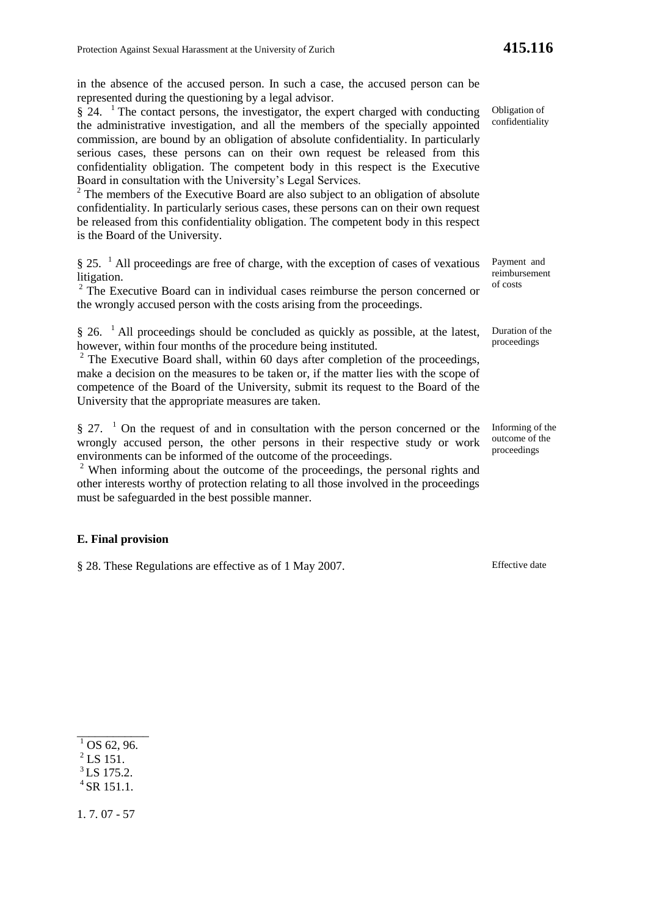in the absence of the accused person. In such a case, the accused person can be represented during the questioning by a legal advisor.

Obligation of confidentiality

§ 24. [1] The contact persons, the investigator, the expert charged with conducting the administrative investigation, and all the members of the specially appointed commission, are bound by an obligation of absolute confidentiality. In particularly serious cases, these persons can on their own request be released from this confidentiality obligation. The competent body in this respect is the Executive Board in consultation with the University's Legal Services.

[2] The members of the Executive Board are also subject to an obligation of absolute confidentiality. In particularly serious cases, these persons can on their own request be released from this confidentiality obligation. The competent body in this respect is the Board of the University.

Payment and reimbursement of costs

§ 25. [1] All proceedings are free of charge, with the exception of cases of vexatious litigation.

[2] The Executive Board can in individual cases reimburse the person concerned or the wrongly accused person with the costs arising from the proceedings.

Duration of the proceedings

§ 26. [1] All proceedings should be concluded as quickly as possible, at the latest, however, within four months of the procedure being instituted.

[2] The Executive Board shall, within 60 days after completion of the proceedings, make a decision on the measures to be taken or, if the matter lies with the scope of competence of the Board of the University, submit its request to the Board of the University that the appropriate measures are taken.

Informing of the outcome of the proceedings

§ 27. [1] On the request of and in consultation with the person concerned or the wrongly accused person, the other persons in their respective study or work environments can be informed of the outcome of the proceedings.

[2] When informing about the outcome of the proceedings, the personal rights and other interests worthy of protection relating to all those involved in the proceedings must be safeguarded in the best possible manner.

## E. Final provision

Effective date

§ 28. These Regulations are effective as of 1 May 2007.

---

[1] OS 62, 96.

[2] LS 151.

[3] LS 175.2.

[4] SR 151.1.

1. 7. 07 - 57